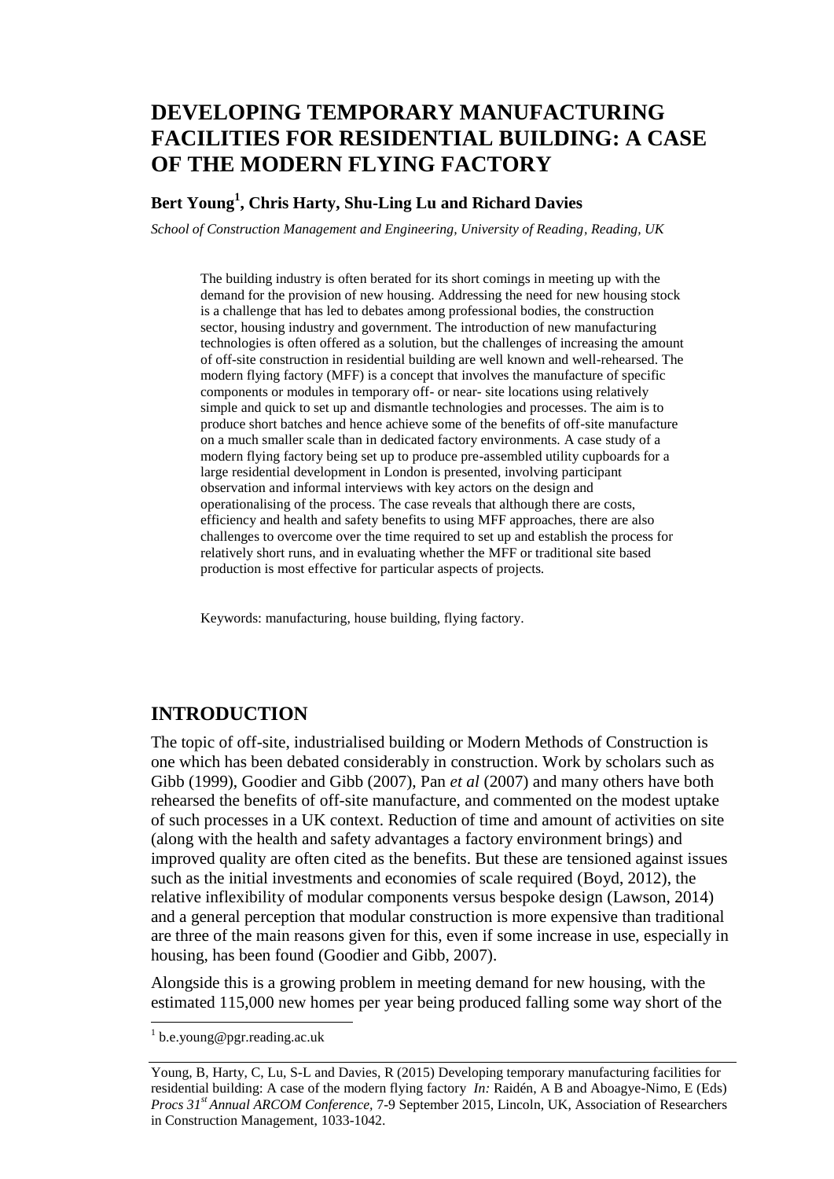# DEVELOPING TEMPORARY MANUFACTURING FACILITIES FOR RESIDENTIAL BUILDING: A CASE OF THE MODERN FLYING FACTORY

**Bert Young[1], Chris Harty, Shu-Ling Lu and Richard Davies**

*School of Construction Management and Engineering, University of Reading, Reading, UK*

The building industry is often berated for its short comings in meeting up with the demand for the provision of new housing. Addressing the need for new housing stock is a challenge that has led to debates among professional bodies, the construction sector, housing industry and government. The introduction of new manufacturing technologies is often offered as a solution, but the challenges of increasing the amount of off-site construction in residential building are well known and well-rehearsed. The modern flying factory (MFF) is a concept that involves the manufacture of specific components or modules in temporary off- or near- site locations using relatively simple and quick to set up and dismantle technologies and processes. The aim is to produce short batches and hence achieve some of the benefits of off-site manufacture on a much smaller scale than in dedicated factory environments. A case study of a modern flying factory being set up to produce pre-assembled utility cupboards for a large residential development in London is presented, involving participant observation and informal interviews with key actors on the design and operationalising of the process. The case reveals that although there are costs, efficiency and health and safety benefits to using MFF approaches, there are also challenges to overcome over the time required to set up and establish the process for relatively short runs, and in evaluating whether the MFF or traditional site based production is most effective for particular aspects of projects.

Keywords: manufacturing, house building, flying factory.

## INTRODUCTION

The topic of off-site, industrialised building or Modern Methods of Construction is one which has been debated considerably in construction. Work by scholars such as Gibb (1999), Goodier and Gibb (2007), Pan *et al* (2007) and many others have both rehearsed the benefits of off-site manufacture, and commented on the modest uptake of such processes in a UK context. Reduction of time and amount of activities on site (along with the health and safety advantages a factory environment brings) and improved quality are often cited as the benefits. But these are tensioned against issues such as the initial investments and economies of scale required (Boyd, 2012), the relative inflexibility of modular components versus bespoke design (Lawson, 2014) and a general perception that modular construction is more expensive than traditional are three of the main reasons given for this, even if some increase in use, especially in housing, has been found (Goodier and Gibb, 2007).

Alongside this is a growing problem in meeting demand for new housing, with the estimated 115,000 new homes per year being produced falling some way short of the

[1] b.e.young@pgr.reading.ac.uk

Young, B, Harty, C, Lu, S-L and Davies, R (2015) Developing temporary manufacturing facilities for residential building: A case of the modern flying factory *In:* Raidén, A B and Aboagye-Nimo, E (Eds) *Procs 31st Annual ARCOM Conference,* 7-9 September 2015, Lincoln, UK, Association of Researchers in Construction Management, 1033-1042.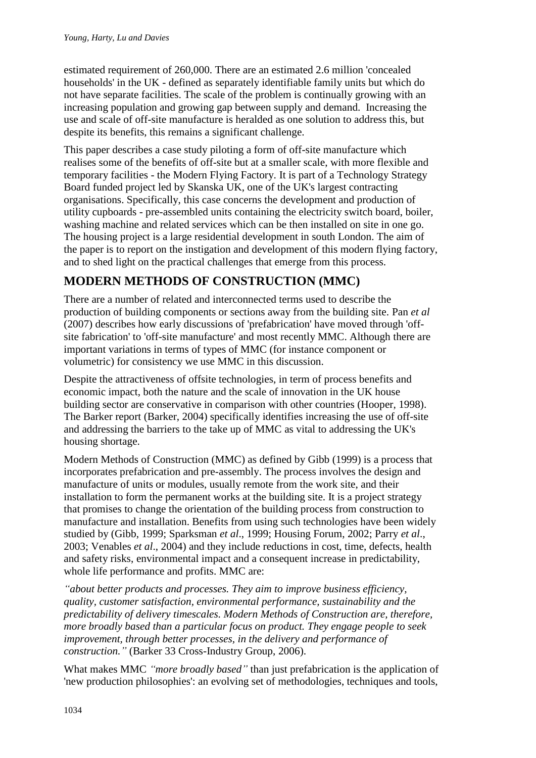estimated requirement of 260,000. There are an estimated 2.6 million 'concealed households' in the UK - defined as separately identifiable family units but which do not have separate facilities. The scale of the problem is continually growing with an increasing population and growing gap between supply and demand. Increasing the use and scale of off-site manufacture is heralded as one solution to address this, but despite its benefits, this remains a significant challenge.

This paper describes a case study piloting a form of off-site manufacture which realises some of the benefits of off-site but at a smaller scale, with more flexible and temporary facilities - the Modern Flying Factory. It is part of a Technology Strategy Board funded project led by Skanska UK, one of the UK's largest contracting organisations. Specifically, this case concerns the development and production of utility cupboards - pre-assembled units containing the electricity switch board, boiler, washing machine and related services which can be then installed on site in one go. The housing project is a large residential development in south London. The aim of the paper is to report on the instigation and development of this modern flying factory, and to shed light on the practical challenges that emerge from this process.

## MODERN METHODS OF CONSTRUCTION (MMC)

There are a number of related and interconnected terms used to describe the production of building components or sections away from the building site. Pan *et al* (2007) describes how early discussions of 'prefabrication' have moved through 'off-site fabrication' to 'off-site manufacture' and most recently MMC. Although there are important variations in terms of types of MMC (for instance component or volumetric) for consistency we use MMC in this discussion.

Despite the attractiveness of offsite technologies, in term of process benefits and economic impact, both the nature and the scale of innovation in the UK house building sector are conservative in comparison with other countries (Hooper, 1998). The Barker report (Barker, 2004) specifically identifies increasing the use of off-site and addressing the barriers to the take up of MMC as vital to addressing the UK's housing shortage.

Modern Methods of Construction (MMC) as defined by Gibb (1999) is a process that incorporates prefabrication and pre-assembly. The process involves the design and manufacture of units or modules, usually remote from the work site, and their installation to form the permanent works at the building site. It is a project strategy that promises to change the orientation of the building process from construction to manufacture and installation. Benefits from using such technologies have been widely studied by (Gibb, 1999; Sparksman *et al*., 1999; Housing Forum, 2002; Parry *et al*., 2003; Venables *et al*., 2004) and they include reductions in cost, time, defects, health and safety risks, environmental impact and a consequent increase in predictability, whole life performance and profits. MMC are:

*"about better products and processes. They aim to improve business efficiency, quality, customer satisfaction, environmental performance, sustainability and the predictability of delivery timescales. Modern Methods of Construction are, therefore, more broadly based than a particular focus on product. They engage people to seek improvement, through better processes, in the delivery and performance of construction."* (Barker 33 Cross-Industry Group, 2006).

What makes MMC *"more broadly based"* than just prefabrication is the application of 'new production philosophies': an evolving set of methodologies, techniques and tools,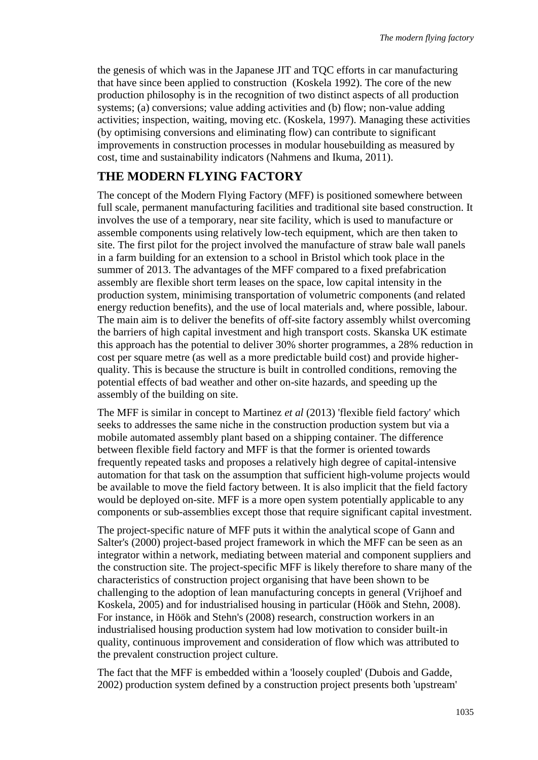the genesis of which was in the Japanese JIT and TQC efforts in car manufacturing that have since been applied to construction (Koskela 1992). The core of the new production philosophy is in the recognition of two distinct aspects of all production systems; (a) conversions; value adding activities and (b) flow; non-value adding activities; inspection, waiting, moving etc. (Koskela, 1997). Managing these activities (by optimising conversions and eliminating flow) can contribute to significant improvements in construction processes in modular housebuilding as measured by cost, time and sustainability indicators (Nahmens and Ikuma, 2011).

## THE MODERN FLYING FACTORY

The concept of the Modern Flying Factory (MFF) is positioned somewhere between full scale, permanent manufacturing facilities and traditional site based construction. It involves the use of a temporary, near site facility, which is used to manufacture or assemble components using relatively low-tech equipment, which are then taken to site. The first pilot for the project involved the manufacture of straw bale wall panels in a farm building for an extension to a school in Bristol which took place in the summer of 2013. The advantages of the MFF compared to a fixed prefabrication assembly are flexible short term leases on the space, low capital intensity in the production system, minimising transportation of volumetric components (and related energy reduction benefits), and the use of local materials and, where possible, labour. The main aim is to deliver the benefits of off-site factory assembly whilst overcoming the barriers of high capital investment and high transport costs. Skanska UK estimate this approach has the potential to deliver 30% shorter programmes, a 28% reduction in cost per square metre (as well as a more predictable build cost) and provide higher-quality. This is because the structure is built in controlled conditions, removing the potential effects of bad weather and other on-site hazards, and speeding up the assembly of the building on site.

The MFF is similar in concept to Martinez *et al* (2013) 'flexible field factory' which seeks to addresses the same niche in the construction production system but via a mobile automated assembly plant based on a shipping container. The difference between flexible field factory and MFF is that the former is oriented towards frequently repeated tasks and proposes a relatively high degree of capital-intensive automation for that task on the assumption that sufficient high-volume projects would be available to move the field factory between. It is also implicit that the field factory would be deployed on-site. MFF is a more open system potentially applicable to any components or sub-assemblies except those that require significant capital investment.

The project-specific nature of MFF puts it within the analytical scope of Gann and Salter's (2000) project-based project framework in which the MFF can be seen as an integrator within a network, mediating between material and component suppliers and the construction site. The project-specific MFF is likely therefore to share many of the characteristics of construction project organising that have been shown to be challenging to the adoption of lean manufacturing concepts in general (Vrijhoef and Koskela, 2005) and for industrialised housing in particular (Höök and Stehn, 2008). For instance, in Höök and Stehn's (2008) research, construction workers in an industrialised housing production system had low motivation to consider built-in quality, continuous improvement and consideration of flow which was attributed to the prevalent construction project culture.

The fact that the MFF is embedded within a 'loosely coupled' (Dubois and Gadde, 2002) production system defined by a construction project presents both 'upstream'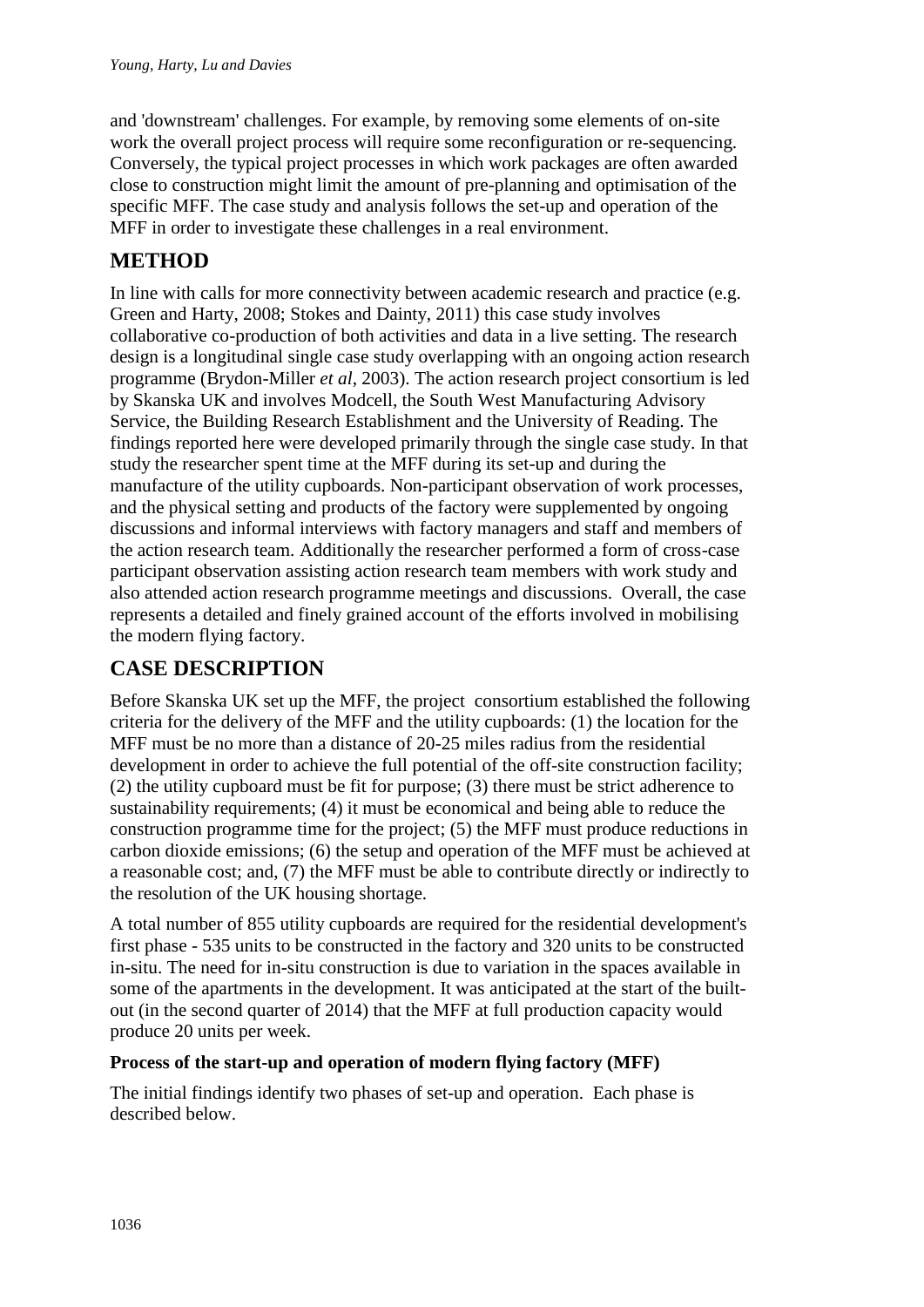and 'downstream' challenges. For example, by removing some elements of on-site work the overall project process will require some reconfiguration or re-sequencing. Conversely, the typical project processes in which work packages are often awarded close to construction might limit the amount of pre-planning and optimisation of the specific MFF. The case study and analysis follows the set-up and operation of the MFF in order to investigate these challenges in a real environment.

## METHOD

In line with calls for more connectivity between academic research and practice (e.g. Green and Harty, 2008; Stokes and Dainty, 2011) this case study involves collaborative co-production of both activities and data in a live setting. The research design is a longitudinal single case study overlapping with an ongoing action research programme (Brydon-Miller *et al*, 2003). The action research project consortium is led by Skanska UK and involves Modcell, the South West Manufacturing Advisory Service, the Building Research Establishment and the University of Reading. The findings reported here were developed primarily through the single case study. In that study the researcher spent time at the MFF during its set-up and during the manufacture of the utility cupboards. Non-participant observation of work processes, and the physical setting and products of the factory were supplemented by ongoing discussions and informal interviews with factory managers and staff and members of the action research team. Additionally the researcher performed a form of cross-case participant observation assisting action research team members with work study and also attended action research programme meetings and discussions. Overall, the case represents a detailed and finely grained account of the efforts involved in mobilising the modern flying factory.

## CASE DESCRIPTION

Before Skanska UK set up the MFF, the project consortium established the following criteria for the delivery of the MFF and the utility cupboards: (1) the location for the MFF must be no more than a distance of 20-25 miles radius from the residential development in order to achieve the full potential of the off-site construction facility; (2) the utility cupboard must be fit for purpose; (3) there must be strict adherence to sustainability requirements; (4) it must be economical and being able to reduce the construction programme time for the project; (5) the MFF must produce reductions in carbon dioxide emissions; (6) the setup and operation of the MFF must be achieved at a reasonable cost; and, (7) the MFF must be able to contribute directly or indirectly to the resolution of the UK housing shortage.

A total number of 855 utility cupboards are required for the residential development's first phase - 535 units to be constructed in the factory and 320 units to be constructed in-situ. The need for in-situ construction is due to variation in the spaces available in some of the apartments in the development. It was anticipated at the start of the built-out (in the second quarter of 2014) that the MFF at full production capacity would produce 20 units per week.

### Process of the start-up and operation of modern flying factory (MFF)

The initial findings identify two phases of set-up and operation. Each phase is described below.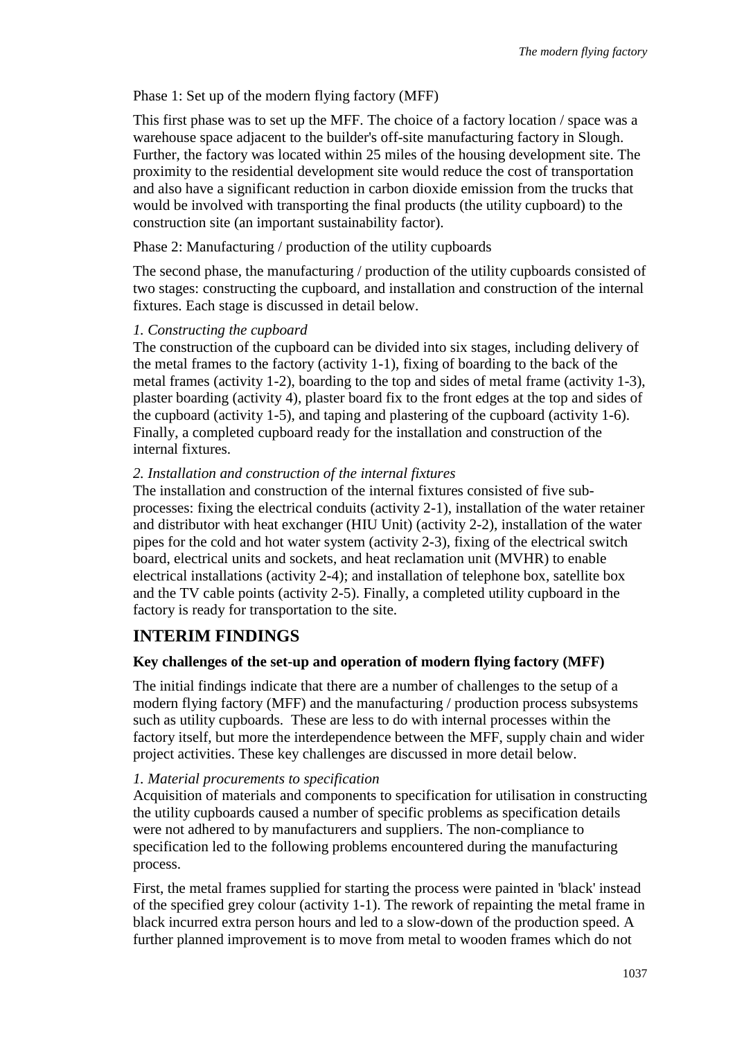Phase 1: Set up of the modern flying factory (MFF)

This first phase was to set up the MFF. The choice of a factory location / space was a warehouse space adjacent to the builder's off-site manufacturing factory in Slough. Further, the factory was located within 25 miles of the housing development site. The proximity to the residential development site would reduce the cost of transportation and also have a significant reduction in carbon dioxide emission from the trucks that would be involved with transporting the final products (the utility cupboard) to the construction site (an important sustainability factor).

Phase 2: Manufacturing / production of the utility cupboards

The second phase, the manufacturing / production of the utility cupboards consisted of two stages: constructing the cupboard, and installation and construction of the internal fixtures. Each stage is discussed in detail below.

*1. Constructing the cupboard*
The construction of the cupboard can be divided into six stages, including delivery of the metal frames to the factory (activity 1-1), fixing of boarding to the back of the metal frames (activity 1-2), boarding to the top and sides of metal frame (activity 1-3), plaster boarding (activity 4), plaster board fix to the front edges at the top and sides of the cupboard (activity 1-5), and taping and plastering of the cupboard (activity 1-6). Finally, a completed cupboard ready for the installation and construction of the internal fixtures.

*2. Installation and construction of the internal fixtures*
The installation and construction of the internal fixtures consisted of five sub-processes: fixing the electrical conduits (activity 2-1), installation of the water retainer and distributor with heat exchanger (HIU Unit) (activity 2-2), installation of the water pipes for the cold and hot water system (activity 2-3), fixing of the electrical switch board, electrical units and sockets, and heat reclamation unit (MVHR) to enable electrical installations (activity 2-4); and installation of telephone box, satellite box and the TV cable points (activity 2-5). Finally, a completed utility cupboard in the factory is ready for transportation to the site.

## INTERIM FINDINGS

### Key challenges of the set-up and operation of modern flying factory (MFF)

The initial findings indicate that there are a number of challenges to the setup of a modern flying factory (MFF) and the manufacturing / production process subsystems such as utility cupboards. These are less to do with internal processes within the factory itself, but more the interdependence between the MFF, supply chain and wider project activities. These key challenges are discussed in more detail below.

*1. Material procurements to specification*
Acquisition of materials and components to specification for utilisation in constructing the utility cupboards caused a number of specific problems as specification details were not adhered to by manufacturers and suppliers. The non-compliance to specification led to the following problems encountered during the manufacturing process.

First, the metal frames supplied for starting the process were painted in 'black' instead of the specified grey colour (activity 1-1). The rework of repainting the metal frame in black incurred extra person hours and led to a slow-down of the production speed. A further planned improvement is to move from metal to wooden frames which do not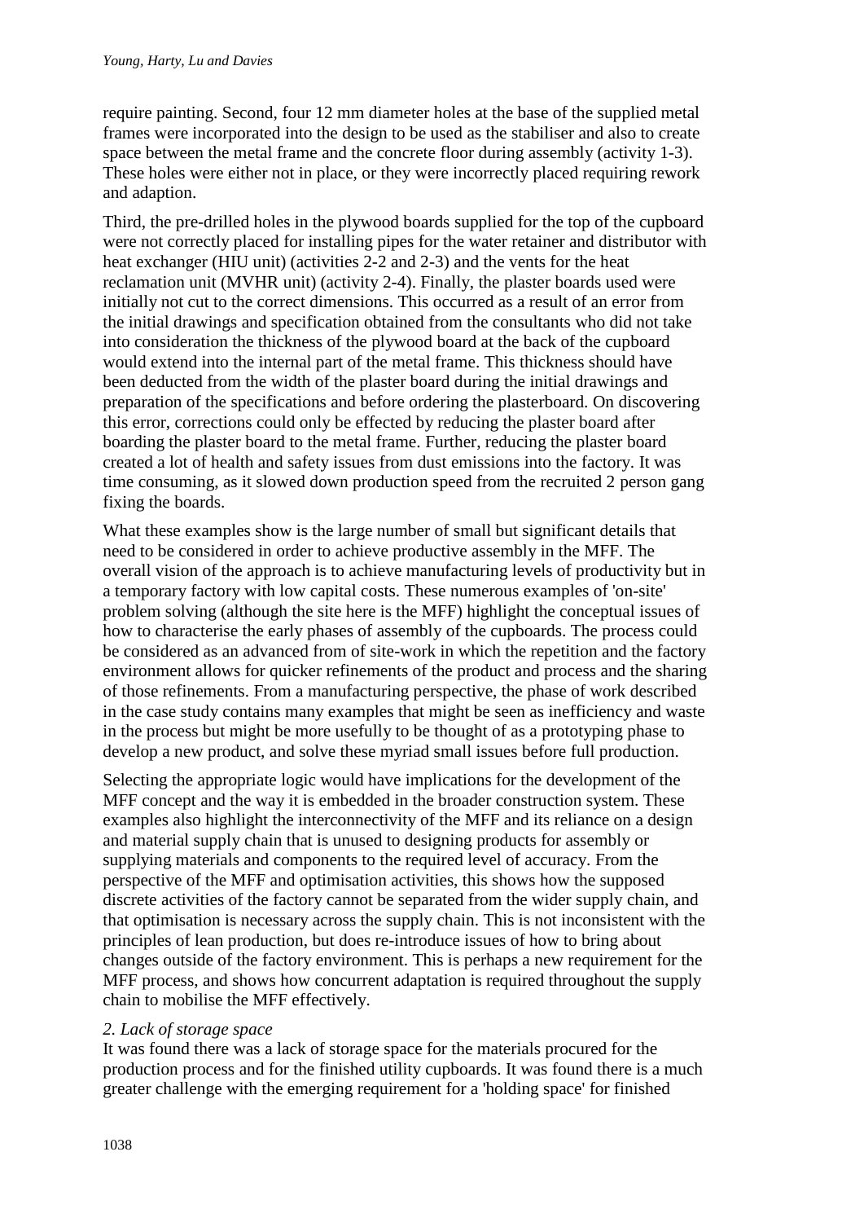require painting. Second, four 12 mm diameter holes at the base of the supplied metal frames were incorporated into the design to be used as the stabiliser and also to create space between the metal frame and the concrete floor during assembly (activity 1-3). These holes were either not in place, or they were incorrectly placed requiring rework and adaption.

Third, the pre-drilled holes in the plywood boards supplied for the top of the cupboard were not correctly placed for installing pipes for the water retainer and distributor with heat exchanger (HIU unit) (activities 2-2 and 2-3) and the vents for the heat reclamation unit (MVHR unit) (activity 2-4). Finally, the plaster boards used were initially not cut to the correct dimensions. This occurred as a result of an error from the initial drawings and specification obtained from the consultants who did not take into consideration the thickness of the plywood board at the back of the cupboard would extend into the internal part of the metal frame. This thickness should have been deducted from the width of the plaster board during the initial drawings and preparation of the specifications and before ordering the plasterboard. On discovering this error, corrections could only be effected by reducing the plaster board after boarding the plaster board to the metal frame. Further, reducing the plaster board created a lot of health and safety issues from dust emissions into the factory. It was time consuming, as it slowed down production speed from the recruited 2 person gang fixing the boards.

What these examples show is the large number of small but significant details that need to be considered in order to achieve productive assembly in the MFF. The overall vision of the approach is to achieve manufacturing levels of productivity but in a temporary factory with low capital costs. These numerous examples of 'on-site' problem solving (although the site here is the MFF) highlight the conceptual issues of how to characterise the early phases of assembly of the cupboards. The process could be considered as an advanced from of site-work in which the repetition and the factory environment allows for quicker refinements of the product and process and the sharing of those refinements. From a manufacturing perspective, the phase of work described in the case study contains many examples that might be seen as inefficiency and waste in the process but might be more usefully to be thought of as a prototyping phase to develop a new product, and solve these myriad small issues before full production.

Selecting the appropriate logic would have implications for the development of the MFF concept and the way it is embedded in the broader construction system. These examples also highlight the interconnectivity of the MFF and its reliance on a design and material supply chain that is unused to designing products for assembly or supplying materials and components to the required level of accuracy. From the perspective of the MFF and optimisation activities, this shows how the supposed discrete activities of the factory cannot be separated from the wider supply chain, and that optimisation is necessary across the supply chain. This is not inconsistent with the principles of lean production, but does re-introduce issues of how to bring about changes outside of the factory environment. This is perhaps a new requirement for the MFF process, and shows how concurrent adaptation is required throughout the supply chain to mobilise the MFF effectively.

*2. Lack of storage space*

It was found there was a lack of storage space for the materials procured for the production process and for the finished utility cupboards. It was found there is a much greater challenge with the emerging requirement for a 'holding space' for finished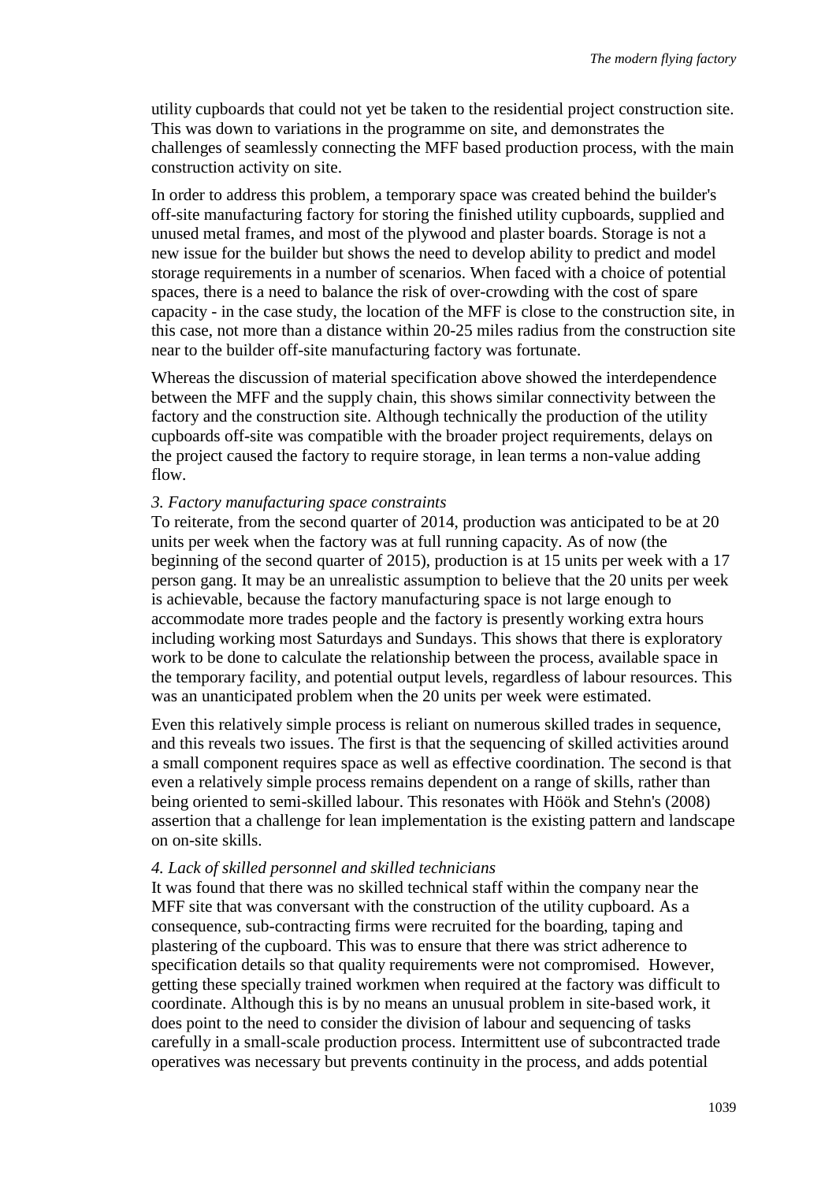utility cupboards that could not yet be taken to the residential project construction site. This was down to variations in the programme on site, and demonstrates the challenges of seamlessly connecting the MFF based production process, with the main construction activity on site.

In order to address this problem, a temporary space was created behind the builder's off-site manufacturing factory for storing the finished utility cupboards, supplied and unused metal frames, and most of the plywood and plaster boards. Storage is not a new issue for the builder but shows the need to develop ability to predict and model storage requirements in a number of scenarios. When faced with a choice of potential spaces, there is a need to balance the risk of over-crowding with the cost of spare capacity - in the case study, the location of the MFF is close to the construction site, in this case, not more than a distance within 20-25 miles radius from the construction site near to the builder off-site manufacturing factory was fortunate.

Whereas the discussion of material specification above showed the interdependence between the MFF and the supply chain, this shows similar connectivity between the factory and the construction site. Although technically the production of the utility cupboards off-site was compatible with the broader project requirements, delays on the project caused the factory to require storage, in lean terms a non-value adding flow.

*3. Factory manufacturing space constraints*

To reiterate, from the second quarter of 2014, production was anticipated to be at 20 units per week when the factory was at full running capacity. As of now (the beginning of the second quarter of 2015), production is at 15 units per week with a 17 person gang. It may be an unrealistic assumption to believe that the 20 units per week is achievable, because the factory manufacturing space is not large enough to accommodate more trades people and the factory is presently working extra hours including working most Saturdays and Sundays. This shows that there is exploratory work to be done to calculate the relationship between the process, available space in the temporary facility, and potential output levels, regardless of labour resources. This was an unanticipated problem when the 20 units per week were estimated.

Even this relatively simple process is reliant on numerous skilled trades in sequence, and this reveals two issues. The first is that the sequencing of skilled activities around a small component requires space as well as effective coordination. The second is that even a relatively simple process remains dependent on a range of skills, rather than being oriented to semi-skilled labour. This resonates with Höök and Stehn's (2008) assertion that a challenge for lean implementation is the existing pattern and landscape on on-site skills.

*4. Lack of skilled personnel and skilled technicians*

It was found that there was no skilled technical staff within the company near the MFF site that was conversant with the construction of the utility cupboard. As a consequence, sub-contracting firms were recruited for the boarding, taping and plastering of the cupboard. This was to ensure that there was strict adherence to specification details so that quality requirements were not compromised. However, getting these specially trained workmen when required at the factory was difficult to coordinate. Although this is by no means an unusual problem in site-based work, it does point to the need to consider the division of labour and sequencing of tasks carefully in a small-scale production process. Intermittent use of subcontracted trade operatives was necessary but prevents continuity in the process, and adds potential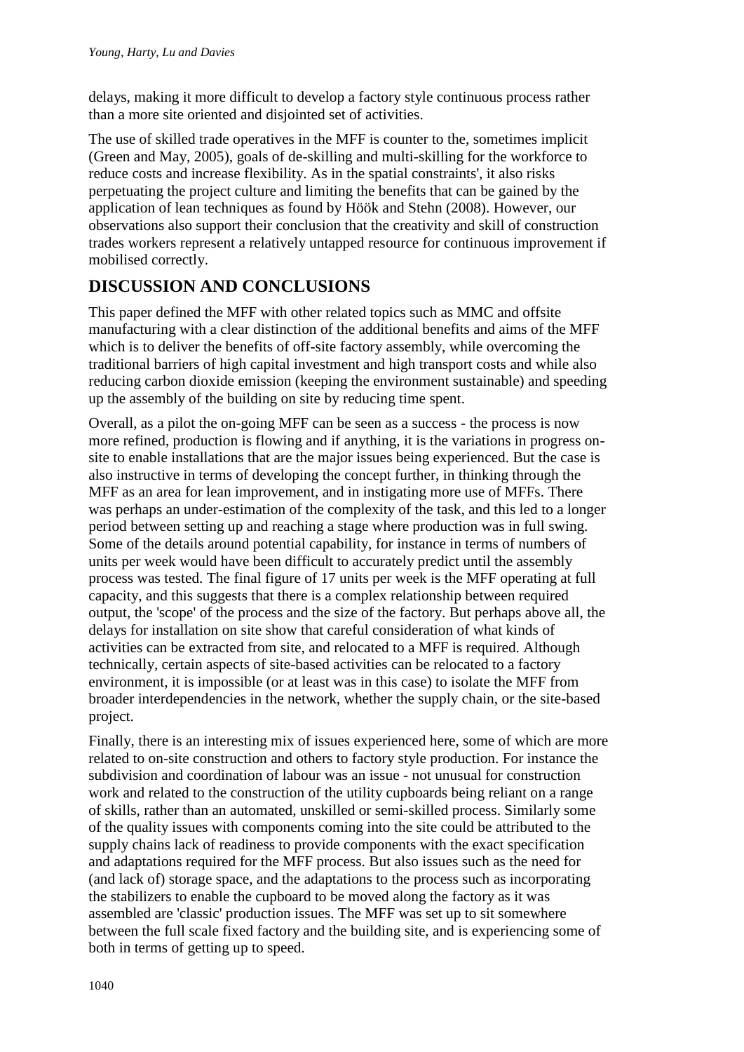delays, making it more difficult to develop a factory style continuous process rather than a more site oriented and disjointed set of activities.

The use of skilled trade operatives in the MFF is counter to the, sometimes implicit (Green and May, 2005), goals of de-skilling and multi-skilling for the workforce to reduce costs and increase flexibility. As in the spatial constraints', it also risks perpetuating the project culture and limiting the benefits that can be gained by the application of lean techniques as found by Höök and Stehn (2008). However, our observations also support their conclusion that the creativity and skill of construction trades workers represent a relatively untapped resource for continuous improvement if mobilised correctly.

## DISCUSSION AND CONCLUSIONS

This paper defined the MFF with other related topics such as MMC and offsite manufacturing with a clear distinction of the additional benefits and aims of the MFF which is to deliver the benefits of off-site factory assembly, while overcoming the traditional barriers of high capital investment and high transport costs and while also reducing carbon dioxide emission (keeping the environment sustainable) and speeding up the assembly of the building on site by reducing time spent.

Overall, as a pilot the on-going MFF can be seen as a success - the process is now more refined, production is flowing and if anything, it is the variations in progress on-site to enable installations that are the major issues being experienced. But the case is also instructive in terms of developing the concept further, in thinking through the MFF as an area for lean improvement, and in instigating more use of MFFs. There was perhaps an under-estimation of the complexity of the task, and this led to a longer period between setting up and reaching a stage where production was in full swing. Some of the details around potential capability, for instance in terms of numbers of units per week would have been difficult to accurately predict until the assembly process was tested. The final figure of 17 units per week is the MFF operating at full capacity, and this suggests that there is a complex relationship between required output, the 'scope' of the process and the size of the factory. But perhaps above all, the delays for installation on site show that careful consideration of what kinds of activities can be extracted from site, and relocated to a MFF is required. Although technically, certain aspects of site-based activities can be relocated to a factory environment, it is impossible (or at least was in this case) to isolate the MFF from broader interdependencies in the network, whether the supply chain, or the site-based project.

Finally, there is an interesting mix of issues experienced here, some of which are more related to on-site construction and others to factory style production. For instance the subdivision and coordination of labour was an issue - not unusual for construction work and related to the construction of the utility cupboards being reliant on a range of skills, rather than an automated, unskilled or semi-skilled process. Similarly some of the quality issues with components coming into the site could be attributed to the supply chains lack of readiness to provide components with the exact specification and adaptations required for the MFF process. But also issues such as the need for (and lack of) storage space, and the adaptations to the process such as incorporating the stabilizers to enable the cupboard to be moved along the factory as it was assembled are 'classic' production issues. The MFF was set up to sit somewhere between the full scale fixed factory and the building site, and is experiencing some of both in terms of getting up to speed.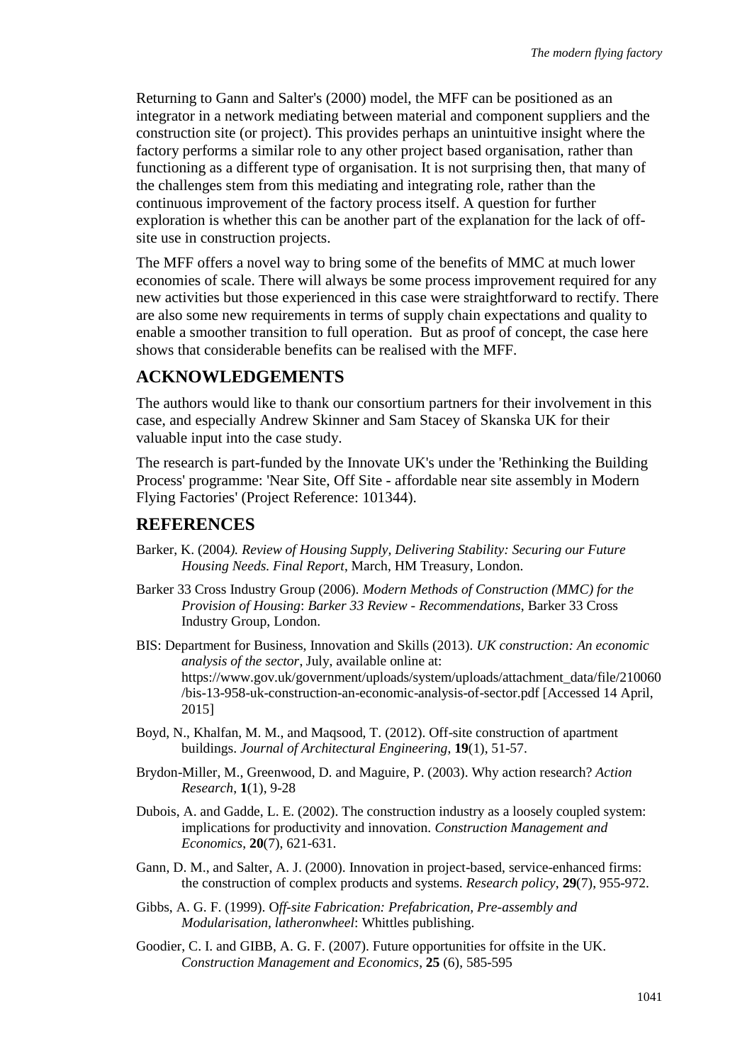Returning to Gann and Salter's (2000) model, the MFF can be positioned as an integrator in a network mediating between material and component suppliers and the construction site (or project). This provides perhaps an unintuitive insight where the factory performs a similar role to any other project based organisation, rather than functioning as a different type of organisation. It is not surprising then, that many of the challenges stem from this mediating and integrating role, rather than the continuous improvement of the factory process itself. A question for further exploration is whether this can be another part of the explanation for the lack of off-site use in construction projects.

The MFF offers a novel way to bring some of the benefits of MMC at much lower economies of scale. There will always be some process improvement required for any new activities but those experienced in this case were straightforward to rectify. There are also some new requirements in terms of supply chain expectations and quality to enable a smoother transition to full operation. But as proof of concept, the case here shows that considerable benefits can be realised with the MFF.

## ACKNOWLEDGEMENTS

The authors would like to thank our consortium partners for their involvement in this case, and especially Andrew Skinner and Sam Stacey of Skanska UK for their valuable input into the case study.

The research is part-funded by the Innovate UK's under the 'Rethinking the Building Process' programme: 'Near Site, Off Site - affordable near site assembly in Modern Flying Factories' (Project Reference: 101344).

## REFERENCES

Barker, K. (2004*). Review of Housing Supply, Delivering Stability: Securing our Future Housing Needs. Final Report*, March, HM Treasury, London.

Barker 33 Cross Industry Group (2006). *Modern Methods of Construction (MMC) for the Provision of Housing*: *Barker 33 Review - Recommendations*, Barker 33 Cross Industry Group, London.

BIS: Department for Business, Innovation and Skills (2013). *UK construction: An economic analysis of the sector*, July, available online at: https://www.gov.uk/government/uploads/system/uploads/attachment_data/file/210060/bis-13-958-uk-construction-an-economic-analysis-of-sector.pdf [Accessed 14 April, 2015]

Boyd, N., Khalfan, M. M., and Maqsood, T. (2012). Off-site construction of apartment buildings. *Journal of Architectural Engineering*, **19**(1), 51-57.

Brydon-Miller, M., Greenwood, D. and Maguire, P. (2003). Why action research? *Action Research*, **1**(1), 9-28

Dubois, A. and Gadde, L. E. (2002). The construction industry as a loosely coupled system: implications for productivity and innovation. *Construction Management and Economics*, **20**(7), 621-631.

Gann, D. M., and Salter, A. J. (2000). Innovation in project-based, service-enhanced firms: the construction of complex products and systems. *Research policy*, **29**(7), 955-972.

Gibbs, A. G. F. (1999). O*ff-site Fabrication: Prefabrication, Pre-assembly and Modularisation, latheronwheel*: Whittles publishing.

Goodier, C. I. and GIBB, A. G. F. (2007). Future opportunities for offsite in the UK. *Construction Management and Economics*, **25** (6), 585-595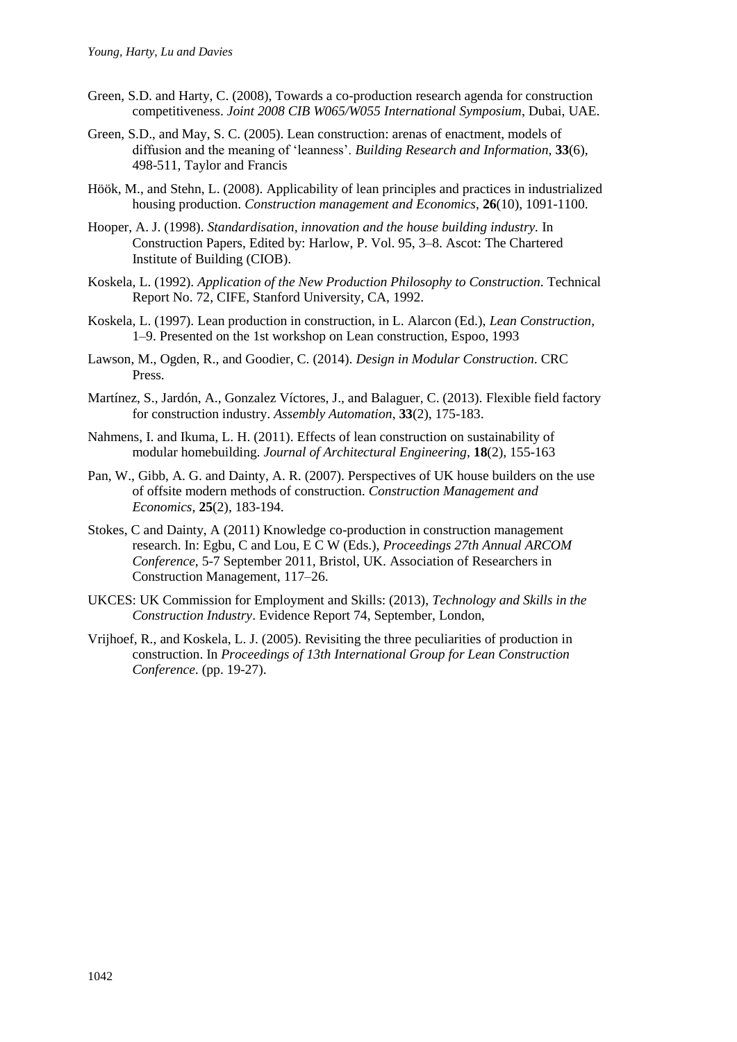Green, S.D. and Harty, C. (2008), Towards a co-production research agenda for construction competitiveness. *Joint 2008 CIB W065/W055 International Symposium*, Dubai, UAE.

Green, S.D., and May, S. C. (2005). Lean construction: arenas of enactment, models of diffusion and the meaning of 'leanness'. *Building Research and Information*, **33**(6), 498-511, Taylor and Francis

Höök, M., and Stehn, L. (2008). Applicability of lean principles and practices in industrialized housing production. *Construction management and Economics*, **26**(10), 1091-1100.

Hooper, A. J. (1998). *Standardisation, innovation and the house building industry.* In Construction Papers, Edited by: Harlow, P. Vol. 95, 3–8. Ascot: The Chartered Institute of Building (CIOB).

Koskela, L. (1992). *Application of the New Production Philosophy to Construction*. Technical Report No. 72, CIFE, Stanford University, CA, 1992.

Koskela, L. (1997). Lean production in construction, in L. Alarcon (Ed.), *Lean Construction*, 1–9. Presented on the 1st workshop on Lean construction, Espoo, 1993

Lawson, M., Ogden, R., and Goodier, C. (2014). *Design in Modular Construction*. CRC Press.

Martínez, S., Jardón, A., Gonzalez Víctores, J., and Balaguer, C. (2013). Flexible field factory for construction industry. *Assembly Automation*, **33**(2), 175-183.

Nahmens, I. and Ikuma, L. H. (2011). Effects of lean construction on sustainability of modular homebuilding. *Journal of Architectural Engineering*, **18**(2), 155-163

Pan, W., Gibb, A. G. and Dainty, A. R. (2007). Perspectives of UK house builders on the use of offsite modern methods of construction. *Construction Management and Economics*, **25**(2), 183-194.

Stokes, C and Dainty, A (2011) Knowledge co-production in construction management research. In: Egbu, C and Lou, E C W (Eds.), *Proceedings 27th Annual ARCOM Conference*, 5-7 September 2011, Bristol, UK. Association of Researchers in Construction Management, 117–26.

UKCES: UK Commission for Employment and Skills: (2013), *Technology and Skills in the Construction Industry*. Evidence Report 74, September, London,

Vrijhoef, R., and Koskela, L. J. (2005). Revisiting the three peculiarities of production in construction. In *Proceedings of 13th International Group for Lean Construction Conference.* (pp. 19-27).